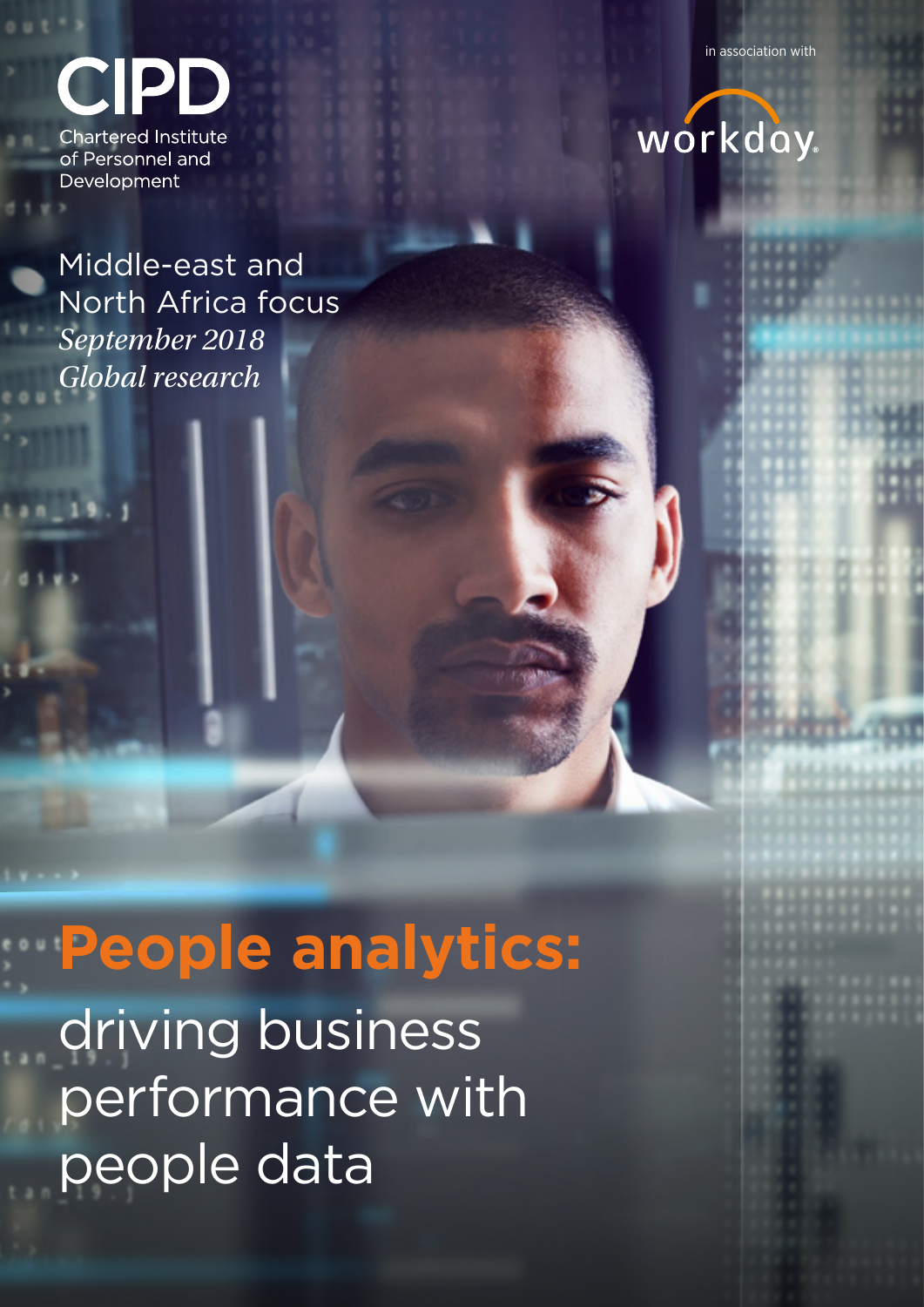CIPD

Chartered Institute of Personnel and Development

in association with

workday.

Middle-east and North Africa focus

*September 2018*

*Global research*

# **People analytics:** driving business performance with people data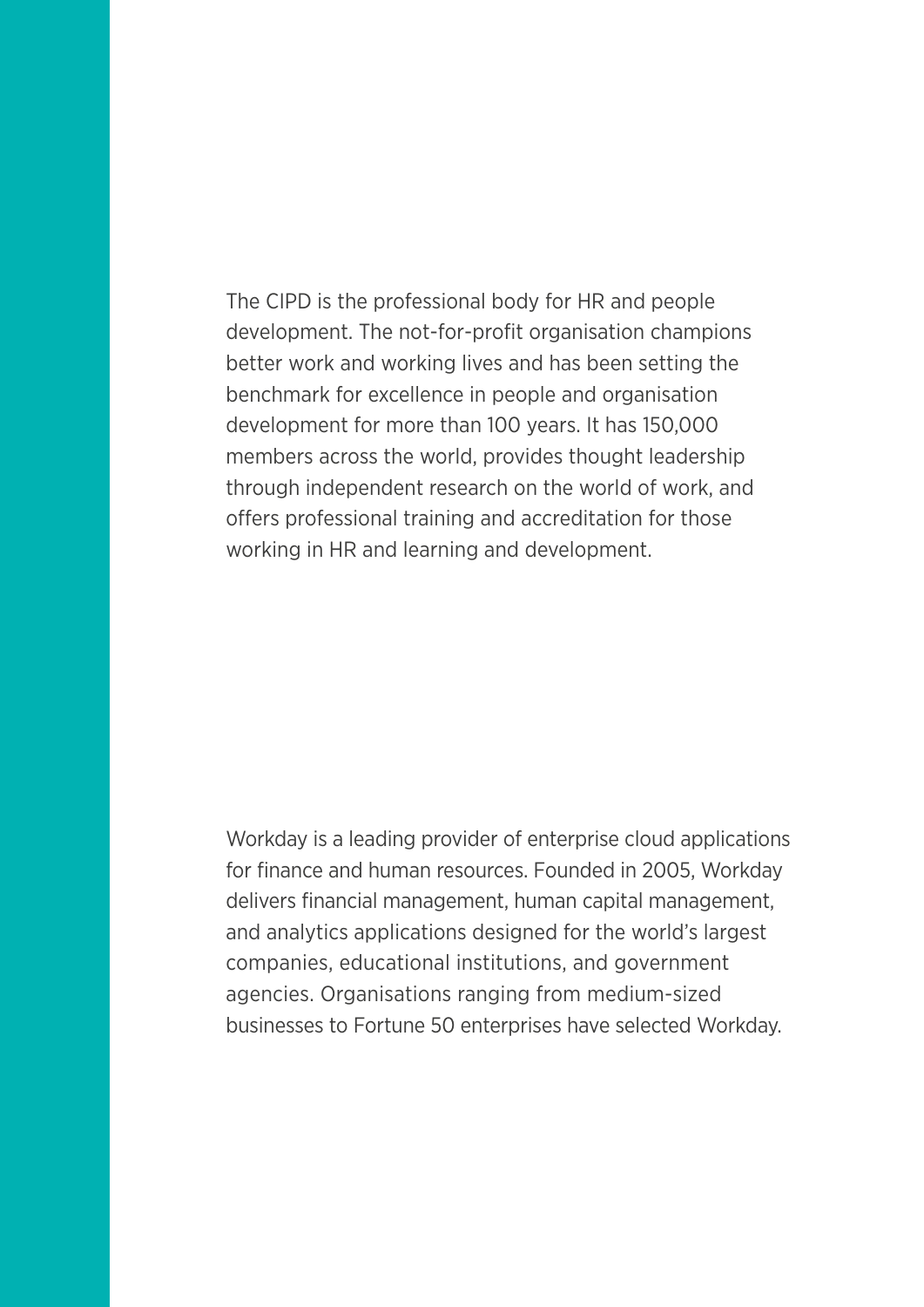The CIPD is the professional body for HR and people development. The not-for-profit organisation champions better work and working lives and has been setting the benchmark for excellence in people and organisation development for more than 100 years. It has 150,000 members across the world, provides thought leadership through independent research on the world of work, and offers professional training and accreditation for those working in HR and learning and development.

Workday is a leading provider of enterprise cloud applications for finance and human resources. Founded in 2005, Workday delivers financial management, human capital management, and analytics applications designed for the world's largest companies, educational institutions, and government agencies. Organisations ranging from medium-sized businesses to Fortune 50 enterprises have selected Workday.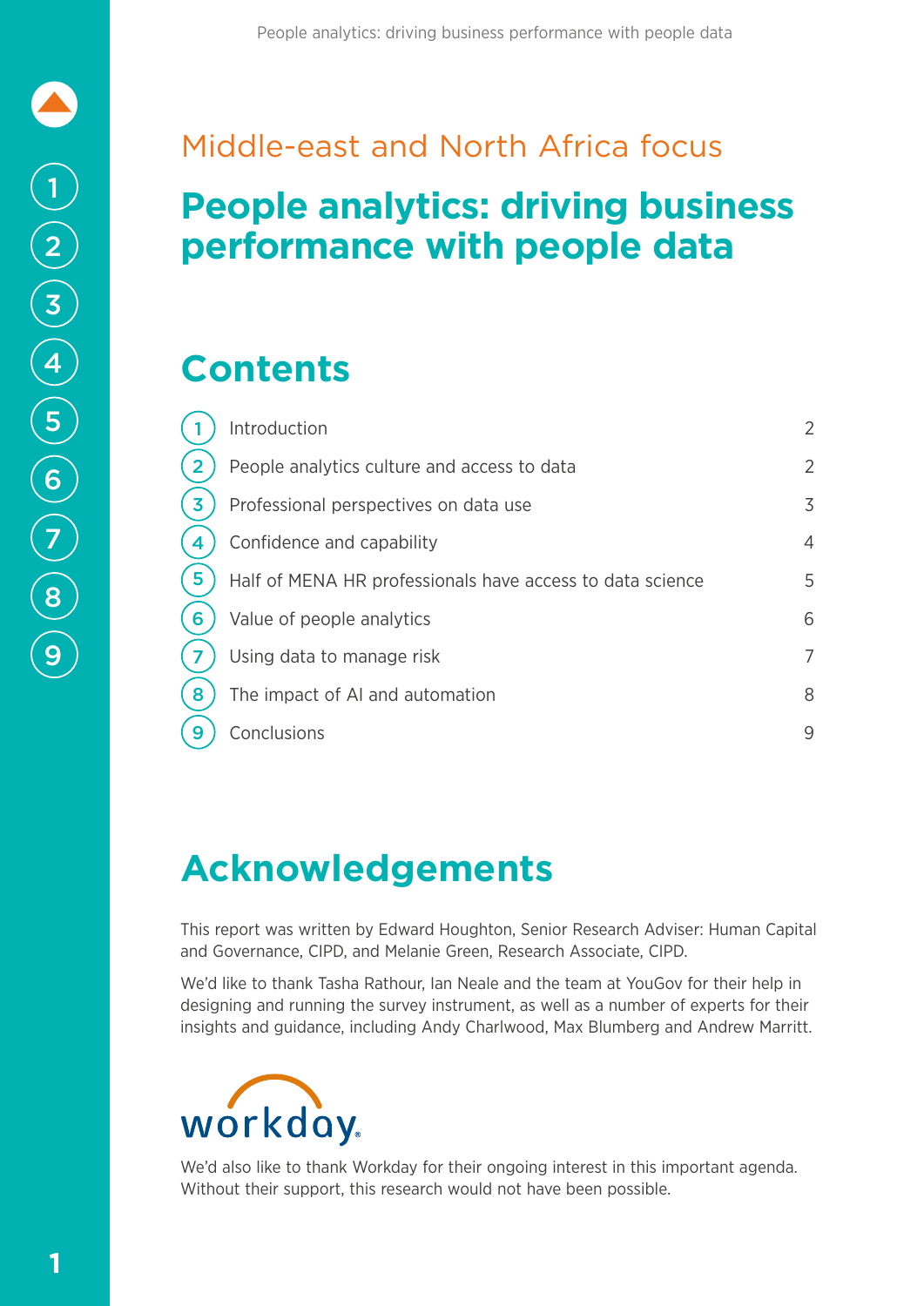Middle-east and North Africa focus

# People analytics: driving business performance with people data

## Contents

| | | |
|---|---|---|
| 1 | Introduction | 2 |
| 2 | People analytics culture and access to data | 2 |
| 3 | Professional perspectives on data use | 3 |
| 4 | Confidence and capability | 4 |
| 5 | Half of MENA HR professionals have access to data science | 5 |
| 6 | Value of people analytics | 6 |
| 7 | Using data to manage risk | 7 |
| 8 | The impact of AI and automation | 8 |
| 9 | Conclusions | 9 |

## Acknowledgements

This report was written by Edward Houghton, Senior Research Adviser: Human Capital and Governance, CIPD, and Melanie Green, Research Associate, CIPD.

We'd like to thank Tasha Rathour, Ian Neale and the team at YouGov for their help in designing and running the survey instrument, as well as a number of experts for their insights and guidance, including Andy Charlwood, Max Blumberg and Andrew Marritt.

workday.

We'd also like to thank Workday for their ongoing interest in this important agenda. Without their support, this research would not have been possible.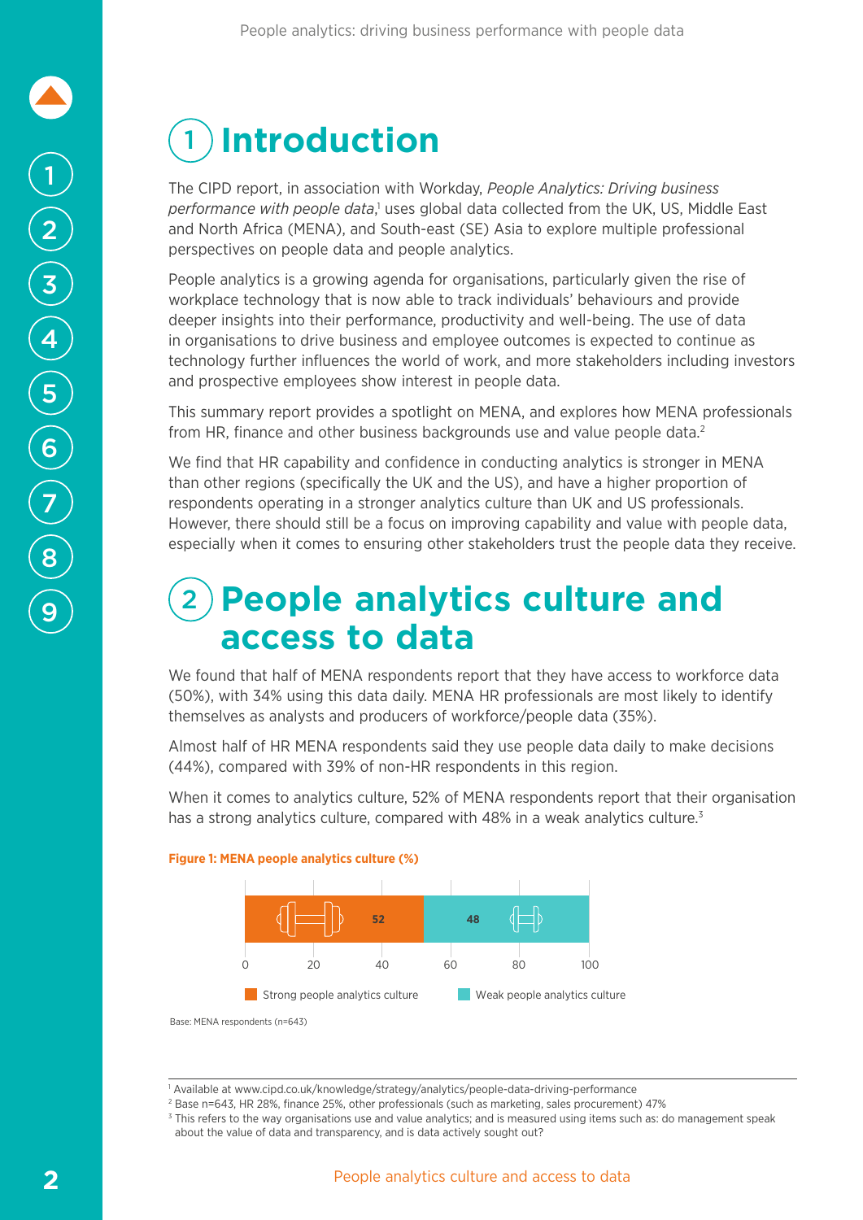# 1 Introduction

The CIPD report, in association with Workday, *People Analytics: Driving business performance with people data*,[1] uses global data collected from the UK, US, Middle East and North Africa (MENA), and South-east (SE) Asia to explore multiple professional perspectives on people data and people analytics.

People analytics is a growing agenda for organisations, particularly given the rise of workplace technology that is now able to track individuals' behaviours and provide deeper insights into their performance, productivity and well-being. The use of data in organisations to drive business and employee outcomes is expected to continue as technology further influences the world of work, and more stakeholders including investors and prospective employees show interest in people data.

This summary report provides a spotlight on MENA, and explores how MENA professionals from HR, finance and other business backgrounds use and value people data.[2]

We find that HR capability and confidence in conducting analytics is stronger in MENA than other regions (specifically the UK and the US), and have a higher proportion of respondents operating in a stronger analytics culture than UK and US professionals. However, there should still be a focus on improving capability and value with people data, especially when it comes to ensuring other stakeholders trust the people data they receive.

# 2 People analytics culture and access to data

We found that half of MENA respondents report that they have access to workforce data (50%), with 34% using this data daily. MENA HR professionals are most likely to identify themselves as analysts and producers of workforce/people data (35%).

Almost half of HR MENA respondents said they use people data daily to make decisions (44%), compared with 39% of non-HR respondents in this region.

When it comes to analytics culture, 52% of MENA respondents report that their organisation has a strong analytics culture, compared with 48% in a weak analytics culture.[3]

**Figure 1: MENA people analytics culture (%)**

| Strong people analytics culture | Weak people analytics culture |
|---|---|
| 52 | 48 |

Base: MENA respondents (n=643)

---

[1] Available at www.cipd.co.uk/knowledge/strategy/analytics/people-data-driving-performance

[2] Base n=643, HR 28%, finance 25%, other professionals (such as marketing, sales procurement) 47%

[3] This refers to the way organisations use and value analytics; and is measured using items such as: do management speak about the value of data and transparency, and is data actively sought out?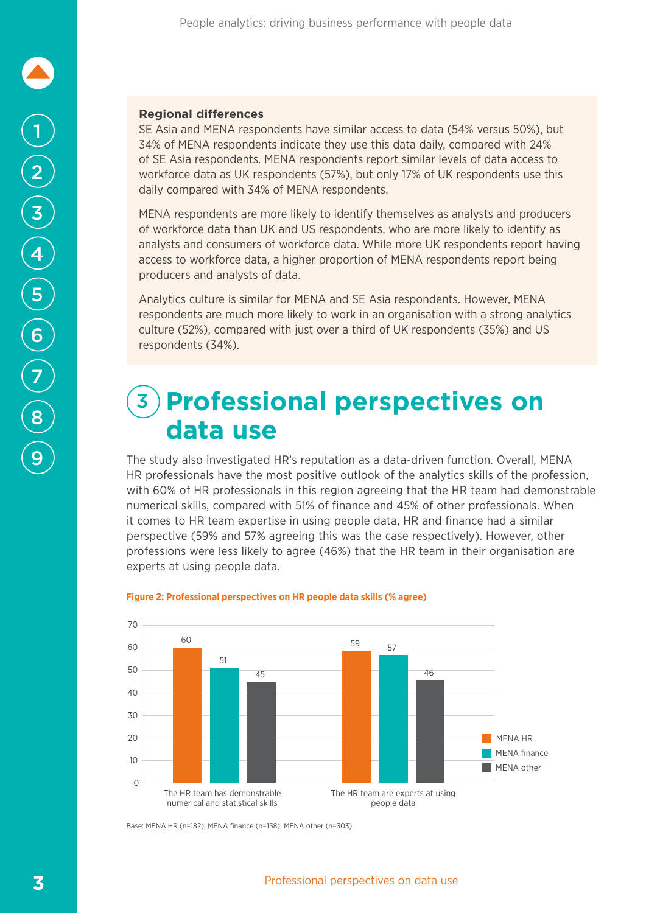**Regional differences**

SE Asia and MENA respondents have similar access to data (54% versus 50%), but 34% of MENA respondents indicate they use this data daily, compared with 24% of SE Asia respondents. MENA respondents report similar levels of data access to workforce data as UK respondents (57%), but only 17% of UK respondents use this daily compared with 34% of MENA respondents.

MENA respondents are more likely to identify themselves as analysts and producers of workforce data than UK and US respondents, who are more likely to identify as analysts and consumers of workforce data. While more UK respondents report having access to workforce data, a higher proportion of MENA respondents report being producers and analysts of data.

Analytics culture is similar for MENA and SE Asia respondents. However, MENA respondents are much more likely to work in an organisation with a strong analytics culture (52%), compared with just over a third of UK respondents (35%) and US respondents (34%).

# 3 Professional perspectives on data use

The study also investigated HR's reputation as a data-driven function. Overall, MENA HR professionals have the most positive outlook of the analytics skills of the profession, with 60% of HR professionals in this region agreeing that the HR team had demonstrable numerical skills, compared with 51% of finance and 45% of other professionals. When it comes to HR team expertise in using people data, HR and finance had a similar perspective (59% and 57% agreeing this was the case respectively). However, other professions were less likely to agree (46%) that the HR team in their organisation are experts at using people data.

**Figure 2: Professional perspectives on HR people data skills (% agree)**

| | MENA HR | MENA finance | MENA other |
|---|---|---|---|
| The HR team has demonstrable numerical and statistical skills | 60 | 51 | 45 |
| The HR team are experts at using people data | 59 | 57 | 46 |

Base: MENA HR (n=182); MENA finance (n=158); MENA other (n=303)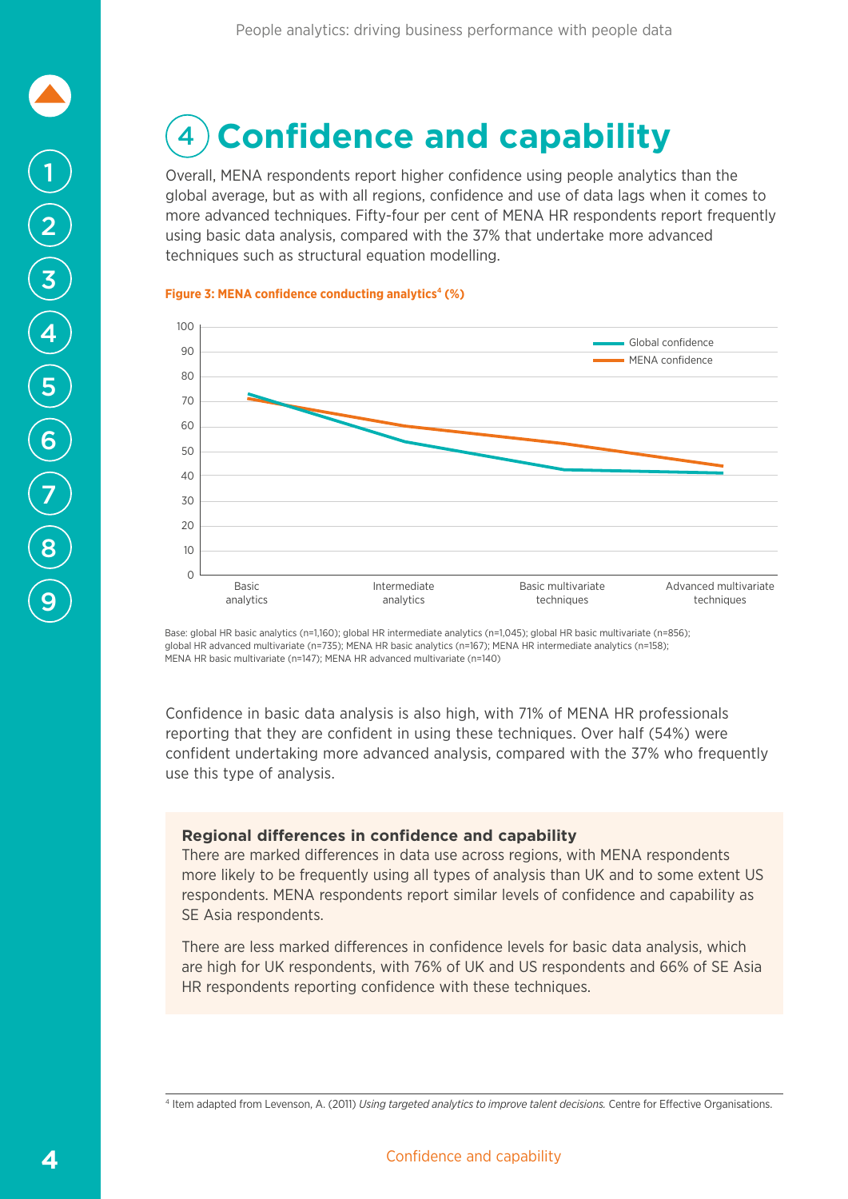# 4 Confidence and capability

Overall, MENA respondents report higher confidence using people analytics than the global average, but as with all regions, confidence and use of data lags when it comes to more advanced techniques. Fifty-four per cent of MENA HR respondents report frequently using basic data analysis, compared with the 37% that undertake more advanced techniques such as structural equation modelling.

**Figure 3: MENA confidence conducting analytics[4] (%)**

Base: global HR basic analytics (n=1,160); global HR intermediate analytics (n=1,045); global HR basic multivariate (n=856); global HR advanced multivariate (n=735); MENA HR basic analytics (n=167); MENA HR intermediate analytics (n=158); MENA HR basic multivariate (n=147); MENA HR advanced multivariate (n=140)

Confidence in basic data analysis is also high, with 71% of MENA HR professionals reporting that they are confident in using these techniques. Over half (54%) were confident undertaking more advanced analysis, compared with the 37% who frequently use this type of analysis.

**Regional differences in confidence and capability**

There are marked differences in data use across regions, with MENA respondents more likely to be frequently using all types of analysis than UK and to some extent US respondents. MENA respondents report similar levels of confidence and capability as SE Asia respondents.

There are less marked differences in confidence levels for basic data analysis, which are high for UK respondents, with 76% of UK and US respondents and 66% of SE Asia HR respondents reporting confidence with these techniques.

[4] Item adapted from Levenson, A. (2011) *Using targeted analytics to improve talent decisions.* Centre for Effective Organisations.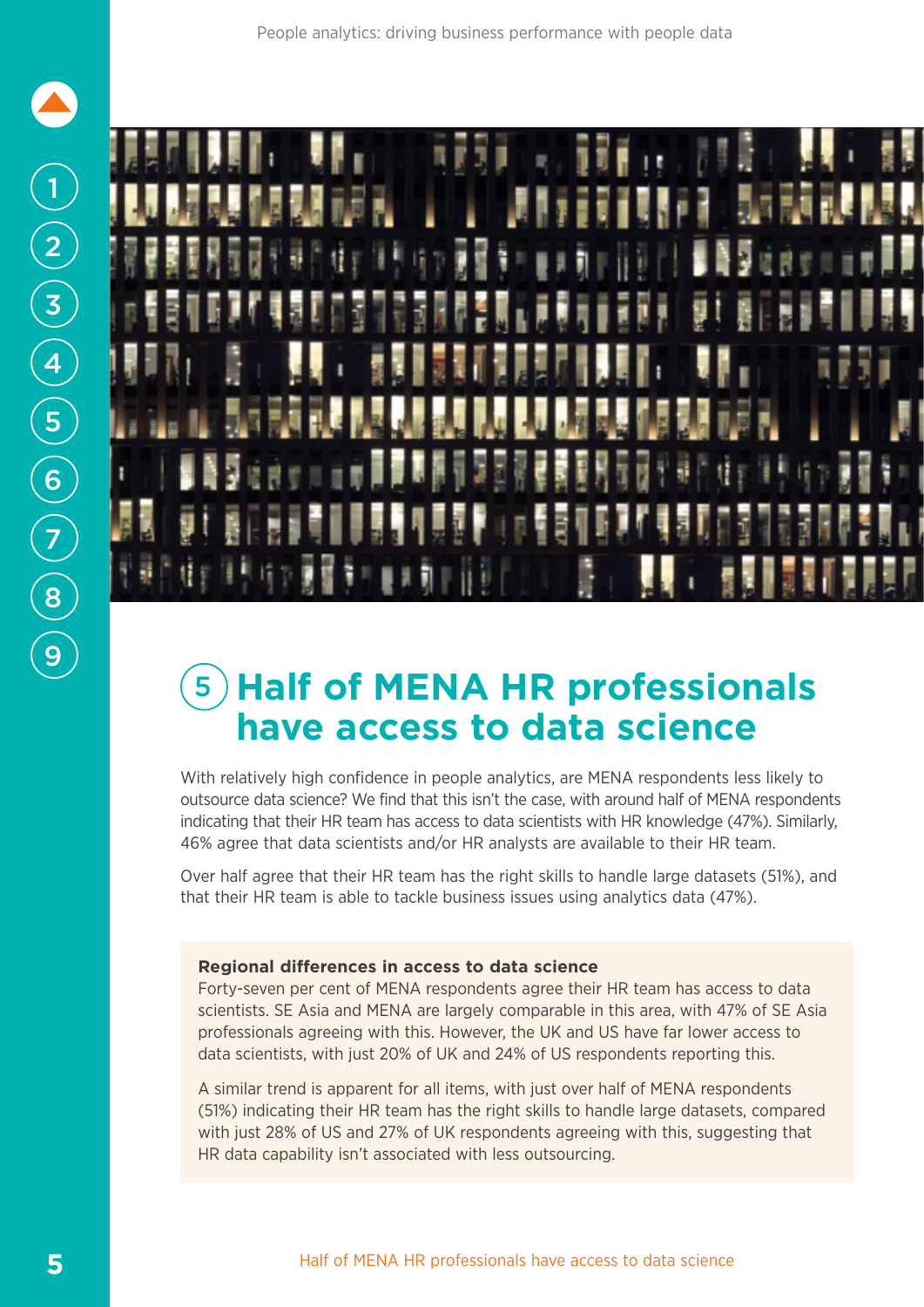# 5 Half of MENA HR professionals have access to data science

With relatively high confidence in people analytics, are MENA respondents less likely to outsource data science? We find that this isn't the case, with around half of MENA respondents indicating that their HR team has access to data scientists with HR knowledge (47%). Similarly, 46% agree that data scientists and/or HR analysts are available to their HR team.

Over half agree that their HR team has the right skills to handle large datasets (51%), and that their HR team is able to tackle business issues using analytics data (47%).

**Regional differences in access to data science**

Forty-seven per cent of MENA respondents agree their HR team has access to data scientists. SE Asia and MENA are largely comparable in this area, with 47% of SE Asia professionals agreeing with this. However, the UK and US have far lower access to data scientists, with just 20% of UK and 24% of US respondents reporting this.

A similar trend is apparent for all items, with just over half of MENA respondents (51%) indicating their HR team has the right skills to handle large datasets, compared with just 28% of US and 27% of UK respondents agreeing with this, suggesting that HR data capability isn't associated with less outsourcing.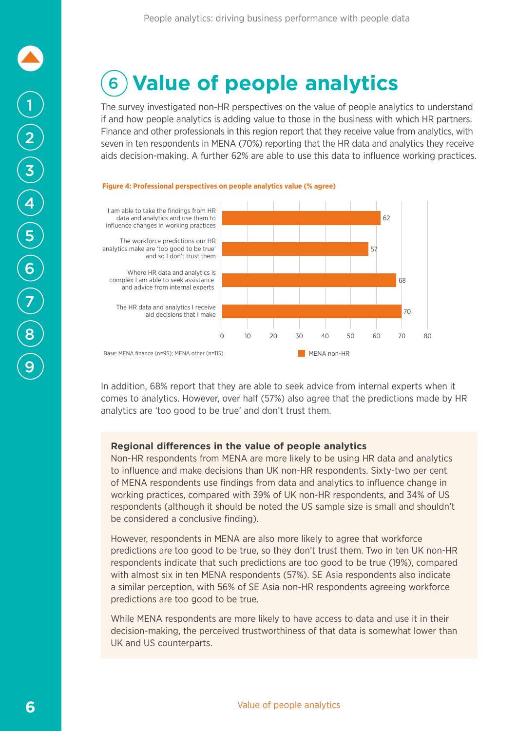# 6 Value of people analytics

The survey investigated non-HR perspectives on the value of people analytics to understand if and how people analytics is adding value to those in the business with which HR partners. Finance and other professionals in this region report that they receive value from analytics, with seven in ten respondents in MENA (70%) reporting that the HR data and analytics they receive aids decision-making. A further 62% are able to use this data to influence working practices.

**Figure 4: Professional perspectives on people analytics value (% agree)**

| Statement | MENA non-HR |
|---|---|
| I am able to take the findings from HR data and analytics and use them to influence changes in working practices | 62 |
| The workforce predictions our HR analytics make are 'too good to be true' and so I don't trust them | 57 |
| Where HR data and analytics is complex I am able to seek assistance and advice from internal experts | 68 |
| The HR data and analytics I receive aid decisions that I make | 70 |

Base: MENA finance (n=95); MENA other (n=115)

In addition, 68% report that they are able to seek advice from internal experts when it comes to analytics. However, over half (57%) also agree that the predictions made by HR analytics are 'too good to be true' and don't trust them.

### Regional differences in the value of people analytics

Non-HR respondents from MENA are more likely to be using HR data and analytics to influence and make decisions than UK non-HR respondents. Sixty-two per cent of MENA respondents use findings from data and analytics to influence change in working practices, compared with 39% of UK non-HR respondents, and 34% of US respondents (although it should be noted the US sample size is small and shouldn't be considered a conclusive finding).

However, respondents in MENA are also more likely to agree that workforce predictions are too good to be true, so they don't trust them. Two in ten UK non-HR respondents indicate that such predictions are too good to be true (19%), compared with almost six in ten MENA respondents (57%). SE Asia respondents also indicate a similar perception, with 56% of SE Asia non-HR respondents agreeing workforce predictions are too good to be true.

While MENA respondents are more likely to have access to data and use it in their decision-making, the perceived trustworthiness of that data is somewhat lower than UK and US counterparts.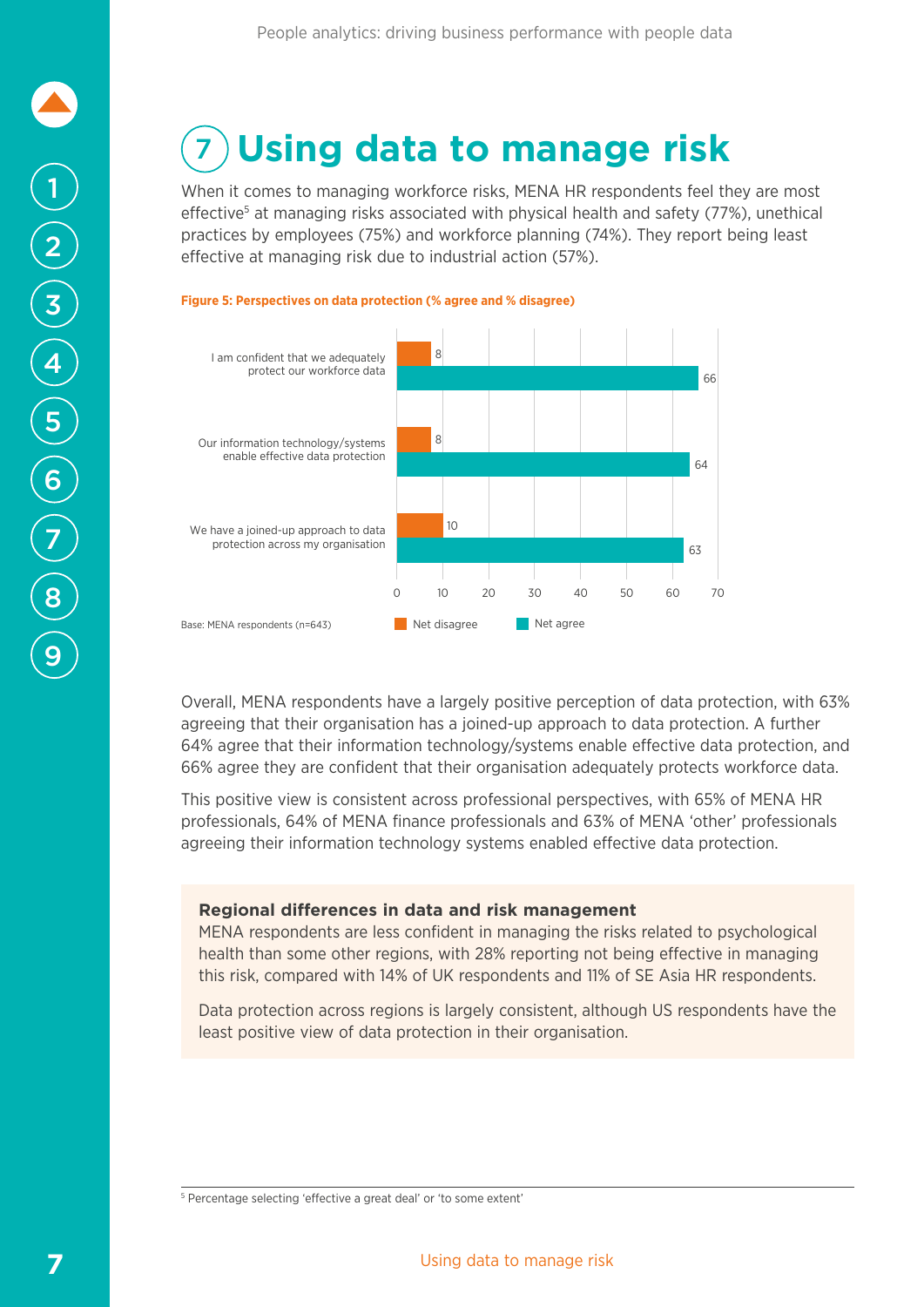# 7 Using data to manage risk

When it comes to managing workforce risks, MENA HR respondents feel they are most effective[5] at managing risks associated with physical health and safety (77%), unethical practices by employees (75%) and workforce planning (74%). They report being least effective at managing risk due to industrial action (57%).

**Figure 5: Perspectives on data protection (% agree and % disagree)**

| Statement | Net disagree | Net agree |
|---|---|---|
| I am confident that we adequately protect our workforce data | 8 | 66 |
| Our information technology/systems enable effective data protection | 8 | 64 |
| We have a joined-up approach to data protection across my organisation | 10 | 63 |

Base: MENA respondents (n=643)

Overall, MENA respondents have a largely positive perception of data protection, with 63% agreeing that their organisation has a joined-up approach to data protection. A further 64% agree that their information technology/systems enable effective data protection, and 66% agree they are confident that their organisation adequately protects workforce data.

This positive view is consistent across professional perspectives, with 65% of MENA HR professionals, 64% of MENA finance professionals and 63% of MENA 'other' professionals agreeing their information technology systems enabled effective data protection.

**Regional differences in data and risk management**

MENA respondents are less confident in managing the risks related to psychological health than some other regions, with 28% reporting not being effective in managing this risk, compared with 14% of UK respondents and 11% of SE Asia HR respondents.

Data protection across regions is largely consistent, although US respondents have the least positive view of data protection in their organisation.

[5] Percentage selecting 'effective a great deal' or 'to some extent'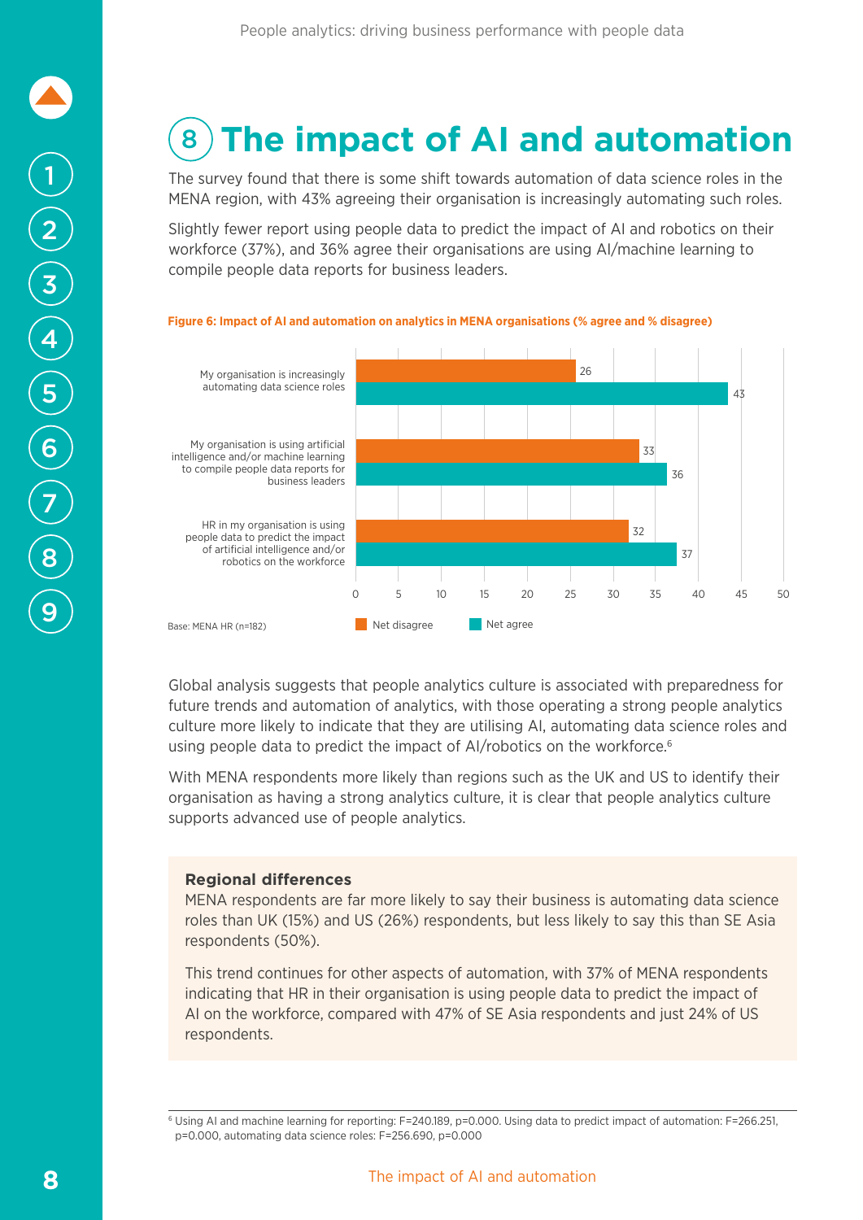# 8 The impact of AI and automation

The survey found that there is some shift towards automation of data science roles in the MENA region, with 43% agreeing their organisation is increasingly automating such roles.

Slightly fewer report using people data to predict the impact of AI and robotics on their workforce (37%), and 36% agree their organisations are using AI/machine learning to compile people data reports for business leaders.

**Figure 6: Impact of AI and automation on analytics in MENA organisations (% agree and % disagree)**

| | Net disagree | Net agree |
|---|---|---|
| My organisation is increasingly automating data science roles | 26 | 43 |
| My organisation is using artificial intelligence and/or machine learning to compile people data reports for business leaders | 33 | 36 |
| HR in my organisation is using people data to predict the impact of artificial intelligence and/or robotics on the workforce | 32 | 37 |

Base: MENA HR (n=182)

Global analysis suggests that people analytics culture is associated with preparedness for future trends and automation of analytics, with those operating a strong people analytics culture more likely to indicate that they are utilising AI, automating data science roles and using people data to predict the impact of AI/robotics on the workforce.[6]

With MENA respondents more likely than regions such as the UK and US to identify their organisation as having a strong analytics culture, it is clear that people analytics culture supports advanced use of people analytics.

**Regional differences**

MENA respondents are far more likely to say their business is automating data science roles than UK (15%) and US (26%) respondents, but less likely to say this than SE Asia respondents (50%).

This trend continues for other aspects of automation, with 37% of MENA respondents indicating that HR in their organisation is using people data to predict the impact of AI on the workforce, compared with 47% of SE Asia respondents and just 24% of US respondents.

[6] Using AI and machine learning for reporting: $F=240.189$, $p=0.000$. Using data to predict impact of automation: $F=266.251$, $p=0.000$, automating data science roles: $F=256.690$, $p=0.000$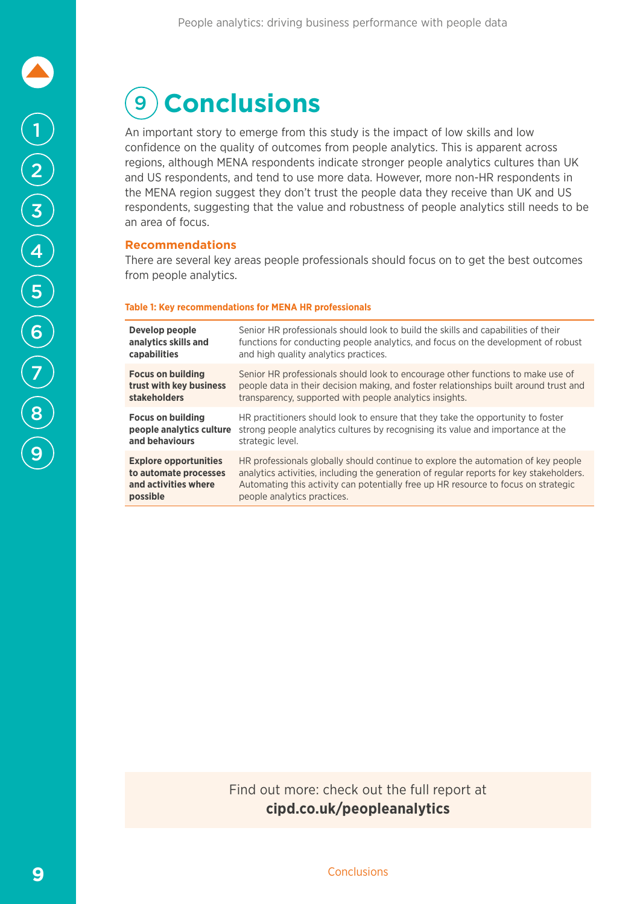# 9 Conclusions

An important story to emerge from this study is the impact of low skills and low confidence on the quality of outcomes from people analytics. This is apparent across regions, although MENA respondents indicate stronger people analytics cultures than UK and US respondents, and tend to use more data. However, more non-HR respondents in the MENA region suggest they don't trust the people data they receive than UK and US respondents, suggesting that the value and robustness of people analytics still needs to be an area of focus.

## Recommendations

There are several key areas people professionals should focus on to get the best outcomes from people analytics.

**Table 1: Key recommendations for MENA HR professionals**

| | |
|---|---|
| **Develop people analytics skills and capabilities** | Senior HR professionals should look to build the skills and capabilities of their functions for conducting people analytics, and focus on the development of robust and high quality analytics practices. |
| **Focus on building trust with key business stakeholders** | Senior HR professionals should look to encourage other functions to make use of people data in their decision making, and foster relationships built around trust and transparency, supported with people analytics insights. |
| **Focus on building people analytics culture and behaviours** | HR practitioners should look to ensure that they take the opportunity to foster strong people analytics cultures by recognising its value and importance at the strategic level. |
| **Explore opportunities to automate processes and activities where possible** | HR professionals globally should continue to explore the automation of key people analytics activities, including the generation of regular reports for key stakeholders. Automating this activity can potentially free up HR resource to focus on strategic people analytics practices. |

Find out more: check out the full report at **cipd.co.uk/peopleanalytics**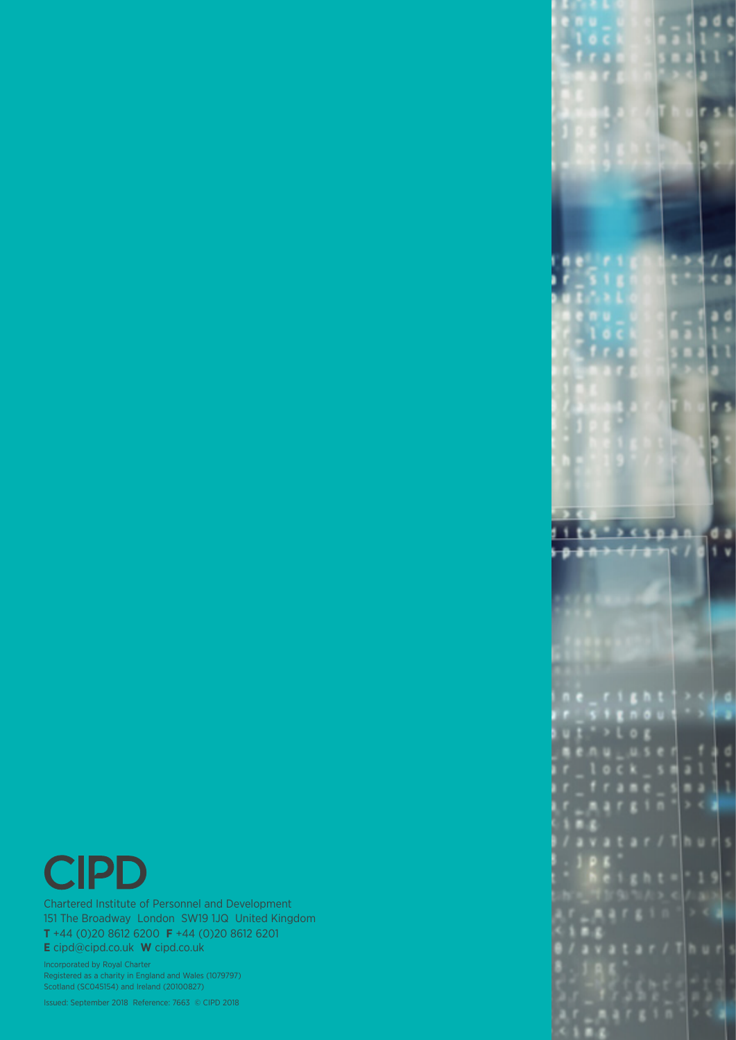CIPD

Chartered Institute of Personnel and Development
151 The Broadway London SW19 1JQ United Kingdom
**T** +44 (0)20 8612 6200 **F** +44 (0)20 8612 6201
**E** cipd@cipd.co.uk **W** cipd.co.uk

Incorporated by Royal Charter
Registered as a charity in England and Wales (1079797)
Scotland (SC045154) and Ireland (20100827)

Issued: September 2018 Reference: 7663 © CIPD 2018